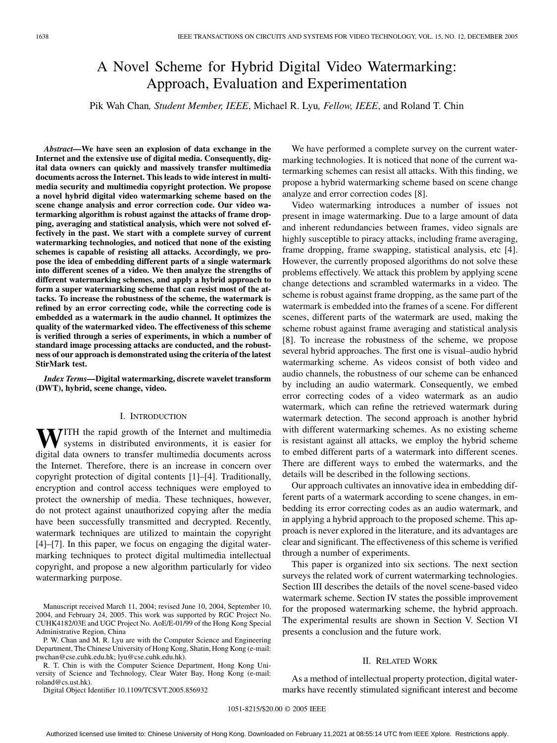# A Novel Scheme for Hybrid Digital Video Watermarking: Approach, Evaluation and Experimentation

Pik Wah Chan, *Student Member, IEEE*, Michael R. Lyu, *Fellow, IEEE*, and Roland T. Chin

***Abstract*—We have seen an explosion of data exchange in the Internet and the extensive use of digital media. Consequently, digital data owners can quickly and massively transfer multimedia documents across the Internet. This leads to wide interest in multimedia security and multimedia copyright protection. We propose a novel hybrid digital video watermarking scheme based on the scene change analysis and error correction code. Our video watermarking algorithm is robust against the attacks of frame dropping, averaging and statistical analysis, which were not solved effectively in the past. We start with a complete survey of current watermarking technologies, and noticed that none of the existing schemes is capable of resisting all attacks. Accordingly, we propose the idea of embedding different parts of a single watermark into different scenes of a video. We then analyze the strengths of different watermarking schemes, and apply a hybrid approach to form a super watermarking scheme that can resist most of the attacks. To increase the robustness of the scheme, the watermark is refined by an error correcting code, while the correcting code is embedded as a watermark in the audio channel. It optimizes the quality of the watermarked video. The effectiveness of this scheme is verified through a series of experiments, in which a number of standard image processing attacks are conducted, and the robustness of our approach is demonstrated using the criteria of the latest StirMark test.**

***Index Terms*—Digital watermarking, discrete wavelet transform (DWT), hybrid, scene change, video.**

## I. Introduction

With the rapid growth of the Internet and multimedia systems in distributed environments, it is easier for digital data owners to transfer multimedia documents across the Internet. Therefore, there is an increase in concern over copyright protection of digital contents [1]–[4]. Traditionally, encryption and control access techniques were employed to protect the ownership of media. These techniques, however, do not protect against unauthorized copying after the media have been successfully transmitted and decrypted. Recently, watermark techniques are utilized to maintain the copyright [4]–[7]. In this paper, we focus on engaging the digital watermarking techniques to protect digital multimedia intellectual copyright, and propose a new algorithm particularly for video watermarking purpose.

We have performed a complete survey on the current watermarking technologies. It is noticed that none of the current watermarking schemes can resist all attacks. With this finding, we propose a hybrid watermarking scheme based on scene change analyze and error correction codes [8].

Video watermarking introduces a number of issues not present in image watermarking. Due to a large amount of data and inherent redundancies between frames, video signals are highly susceptible to piracy attacks, including frame averaging, frame dropping, frame swapping, statistical analysis, etc [4]. However, the currently proposed algorithms do not solve these problems effectively. We attack this problem by applying scene change detections and scrambled watermarks in a video. The scheme is robust against frame dropping, as the same part of the watermark is embedded into the frames of a scene. For different scenes, different parts of the watermark are used, making the scheme robust against frame averaging and statistical analysis [8]. To increase the robustness of the scheme, we propose several hybrid approaches. The first one is visual–audio hybrid watermarking scheme. As videos consist of both video and audio channels, the robustness of our scheme can be enhanced by including an audio watermark. Consequently, we embed error correcting codes of a video watermark as an audio watermark, which can refine the retrieved watermark during watermark detection. The second approach is another hybrid with different watermarking schemes. As no existing scheme is resistant against all attacks, we employ the hybrid scheme to embed different parts of a watermark into different scenes. There are different ways to embed the watermarks, and the details will be described in the following sections.

Our approach cultivates an innovative idea in embedding different parts of a watermark according to scene changes, in embedding its error correcting codes as an audio watermark, and in applying a hybrid approach to the proposed scheme. This approach is never explored in the literature, and its advantages are clear and significant. The effectiveness of this scheme is verified through a number of experiments.

This paper is organized into six sections. The next section surveys the related work of current watermarking technologies. Section III describes the details of the novel scene-based video watermark scheme. Section IV states the possible improvement for the proposed watermarking scheme, the hybrid approach. The experimental results are shown in Section V. Section VI presents a conclusion and the future work.

## II. Related Work

As a method of intellectual property protection, digital watermarks have recently stimulated significant interest and become

---

Manuscript received March 11, 2004; revised June 10, 2004, September 10, 2004, and February 24, 2005. This work was supported by RGC Project No. CUHK4182/03E and UGC Project No. AoE/E-01/99 of the Hong Kong Special Administrative Region, China

P. W. Chan and M. R. Lyu are with the Computer Science and Engineering Department, The Chinese University of Hong Kong, Shatin, Hong Kong (e-mail: pwchan@cse.cuhk.edu.hk; lyu@cse.cuhk.edu.hk).

R. T. Chin is with the Computer Science Department, Hong Kong University of Science and Technology, Clear Water Bay, Hong Kong (e-mail: roland@cs.ust.hk).

Digital Object Identifier 10.1109/TCSVT.2005.856932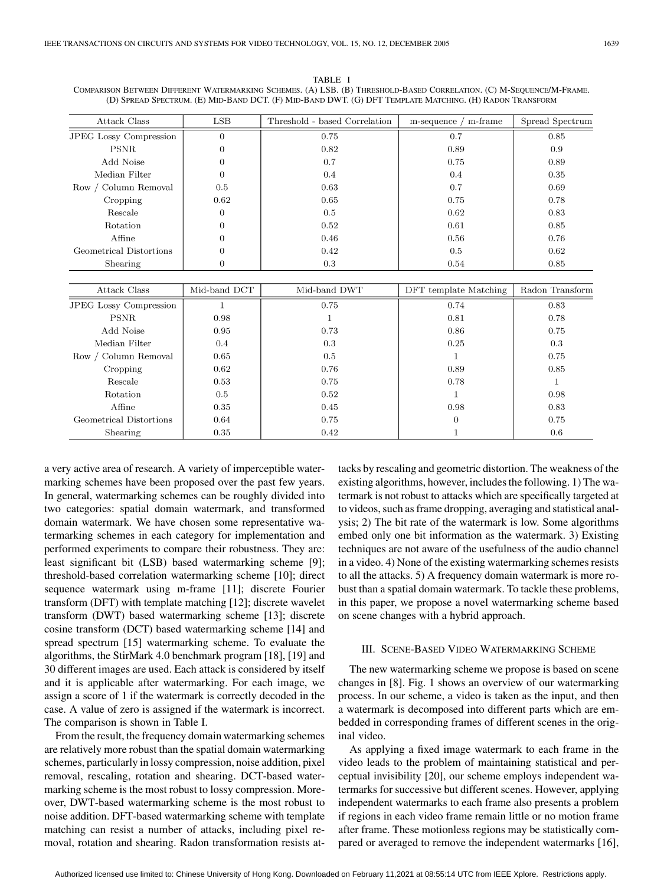TABLE I

Comparison Between Different Watermarking Schemes. (A) LSB. (B) Threshold-Based Correlation. (C) M-Sequence/M-Frame. (D) Spread Spectrum. (E) Mid-Band DCT. (F) Mid-Band DWT. (G) DFT Template Matching. (H) Radon Transform

| Attack Class | LSB | Threshold - based Correlation | m-sequence / m-frame | Spread Spectrum |
|---|---|---|---|---|
| JPEG Lossy Compression | 0 | 0.75 | 0.7 | 0.85 |
| PSNR | 0 | 0.82 | 0.89 | 0.9 |
| Add Noise | 0 | 0.7 | 0.75 | 0.89 |
| Median Filter | 0 | 0.4 | 0.4 | 0.35 |
| Row / Column Removal | 0.5 | 0.63 | 0.7 | 0.69 |
| Cropping | 0.62 | 0.65 | 0.75 | 0.78 |
| Rescale | 0 | 0.5 | 0.62 | 0.83 |
| Rotation | 0 | 0.52 | 0.61 | 0.85 |
| Affine | 0 | 0.46 | 0.56 | 0.76 |
| Geometrical Distortions | 0 | 0.42 | 0.5 | 0.62 |
| Shearing | 0 | 0.3 | 0.54 | 0.85 |

| Attack Class | Mid-band DCT | Mid-band DWT | DFT template Matching | Radon Transform |
|---|---|---|---|---|
| JPEG Lossy Compression | 1 | 0.75 | 0.74 | 0.83 |
| PSNR | 0.98 | 1 | 0.81 | 0.78 |
| Add Noise | 0.95 | 0.73 | 0.86 | 0.75 |
| Median Filter | 0.4 | 0.3 | 0.25 | 0.3 |
| Row / Column Removal | 0.65 | 0.5 | 1 | 0.75 |
| Cropping | 0.62 | 0.76 | 0.89 | 0.85 |
| Rescale | 0.53 | 0.75 | 0.78 | 1 |
| Rotation | 0.5 | 0.52 | 1 | 0.98 |
| Affine | 0.35 | 0.45 | 0.98 | 0.83 |
| Geometrical Distortions | 0.64 | 0.75 | 0 | 0.75 |
| Shearing | 0.35 | 0.42 | 1 | 0.6 |

a very active area of research. A variety of imperceptible watermarking schemes have been proposed over the past few years. In general, watermarking schemes can be roughly divided into two categories: spatial domain watermark, and transformed domain watermark. We have chosen some representative watermarking schemes in each category for implementation and performed experiments to compare their robustness. They are: least significant bit (LSB) based watermarking scheme [9]; threshold-based correlation watermarking scheme [10]; direct sequence watermark using m-frame [11]; discrete Fourier transform (DFT) with template matching [12]; discrete wavelet transform (DWT) based watermarking scheme [13]; discrete cosine transform (DCT) based watermarking scheme [14] and spread spectrum [15] watermarking scheme. To evaluate the algorithms, the StirMark 4.0 benchmark program [18], [19] and 30 different images are used. Each attack is considered by itself and it is applicable after watermarking. For each image, we assign a score of 1 if the watermark is correctly decoded in the case. A value of zero is assigned if the watermark is incorrect. The comparison is shown in Table I.

From the result, the frequency domain watermarking schemes are relatively more robust than the spatial domain watermarking schemes, particularly in lossy compression, noise addition, pixel removal, rescaling, rotation and shearing. DCT-based watermarking scheme is the most robust to lossy compression. Moreover, DWT-based watermarking scheme is the most robust to noise addition. DFT-based watermarking scheme with template matching can resist a number of attacks, including pixel removal, rotation and shearing. Radon transformation resists attacks by rescaling and geometric distortion. The weakness of the existing algorithms, however, includes the following. 1) The watermark is not robust to attacks which are specifically targeted at to videos, such as frame dropping, averaging and statistical analysis; 2) The bit rate of the watermark is low. Some algorithms embed only one bit information as the watermark. 3) Existing techniques are not aware of the usefulness of the audio channel in a video. 4) None of the existing watermarking schemes resists to all the attacks. 5) A frequency domain watermark is more robust than a spatial domain watermark. To tackle these problems, in this paper, we propose a novel watermarking scheme based on scene changes with a hybrid approach.

## III. Scene-Based Video Watermarking Scheme

The new watermarking scheme we propose is based on scene changes in [8]. Fig. 1 shows an overview of our watermarking process. In our scheme, a video is taken as the input, and then a watermark is decomposed into different parts which are embedded in corresponding frames of different scenes in the original video.

As applying a fixed image watermark to each frame in the video leads to the problem of maintaining statistical and perceptual invisibility [20], our scheme employs independent watermarks for successive but different scenes. However, applying independent watermarks to each frame also presents a problem if regions in each video frame remain little or no motion frame after frame. These motionless regions may be statistically compared or averaged to remove the independent watermarks [16],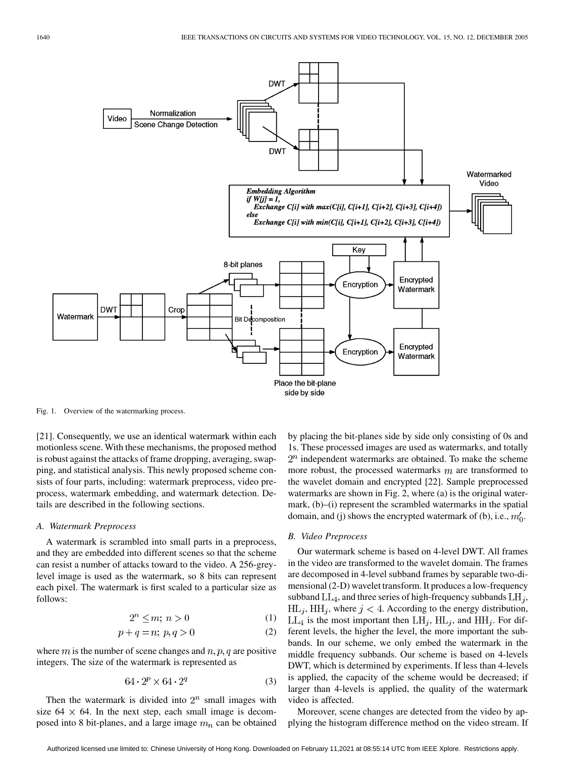Embedding Algorithm
if W[j] = 1,
  Exchange C[i] with max(C[i], C[i+1], C[i+2], C[i+3], C[i+4])
else
  Exchange C[i] with min(C[i], C[i+1], C[i+2], C[i+3], C[i+4])

Fig. 1. Overview of the watermarking process.

[21]. Consequently, we use an identical watermark within each motionless scene. With these mechanisms, the proposed method is robust against the attacks of frame dropping, averaging, swapping, and statistical analysis. This newly proposed scheme consists of four parts, including: watermark preprocess, video preprocess, watermark embedding, and watermark detection. Details are described in the following sections.

### A. Watermark Preprocess

A watermark is scrambled into small parts in a preprocess, and they are embedded into different scenes so that the scheme can resist a number of attacks toward to the video. A 256-grey-level image is used as the watermark, so 8 bits can represent each pixel. The watermark is first scaled to a particular size as follows:

$$2^n \leq m;\; n > 0 \tag{1}$$

$$p + q = n;\; p, q > 0 \tag{2}$$

where $m$ is the number of scene changes and $n, p, q$ are positive integers. The size of the watermark is represented as

$$64 \cdot 2^p \times 64 \cdot 2^q \tag{3}$$

Then the watermark is divided into $2^n$ small images with size $64 \times 64$. In the next step, each small image is decomposed into 8 bit-planes, and a large image $m_n$ can be obtained by placing the bit-planes side by side only consisting of 0s and 1s. These processed images are used as watermarks, and totally $2^n$ independent watermarks are obtained. To make the scheme more robust, the processed watermarks $m$ are transformed to the wavelet domain and encrypted [22]. Sample preprocessed watermarks are shown in Fig. 2, where (a) is the original watermark, (b)–(i) represent the scrambled watermarks in the spatial domain, and (j) shows the encrypted watermark of (b), i.e., $m'_0$.

### B. Video Preprocess

Our watermark scheme is based on 4-level DWT. All frames in the video are transformed to the wavelet domain. The frames are decomposed in 4-level subband frames by separable two-dimensional (2-D) wavelet transform. It produces a low-frequency subband $\mathrm{LL}_4$, and three series of high-frequency subbands $\mathrm{LH}_j$, $\mathrm{HL}_j$, $\mathrm{HH}_j$, where $j < 4$. According to the energy distribution, $\mathrm{LL}_4$ is the most important then $\mathrm{LH}_j$, $\mathrm{HL}_j$, and $\mathrm{HH}_j$. For different levels, the higher the level, the more important the subbands. In our scheme, we only embed the watermark in the middle frequency subbands. Our scheme is based on 4-levels DWT, which is determined by experiments. If less than 4-levels is applied, the capacity of the scheme would be decreased; if larger than 4-levels is applied, the quality of the watermark video is affected.

Moreover, scene changes are detected from the video by applying the histogram difference method on the video stream. If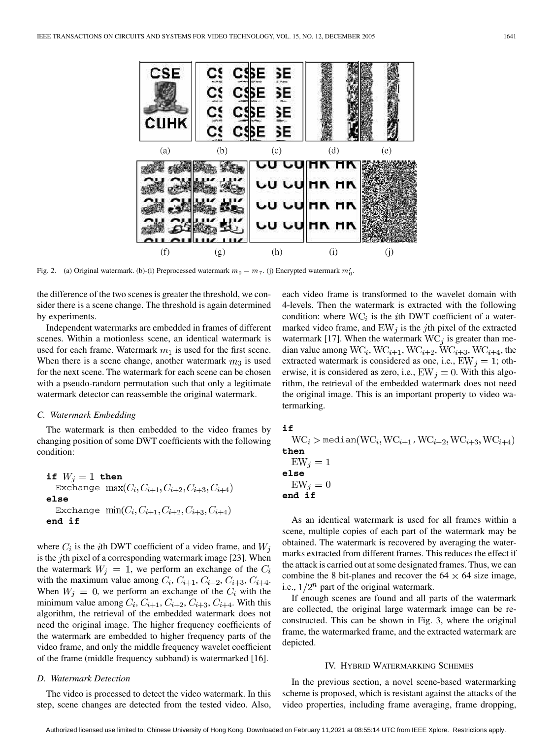Fig. 2. (a) Original watermark. (b)-(i) Preprocessed watermark $m_0 - m_7$. (j) Encrypted watermark $m'_0$.

the difference of the two scenes is greater the threshold, we consider there is a scene change. The threshold is again determined by experiments.

Independent watermarks are embedded in frames of different scenes. Within a motionless scene, an identical watermark is used for each frame. Watermark $m_1$ is used for the first scene. When there is a scene change, another watermark $m_3$ is used for the next scene. The watermark for each scene can be chosen with a pseudo-random permutation such that only a legitimate watermark detector can reassemble the original watermark.

### C. Watermark Embedding

The watermark is then embedded to the video frames by changing position of some DWT coefficients with the following condition:

```
if W_j = 1 then
  Exchange max(C_i, C_{i+1}, C_{i+2}, C_{i+3}, C_{i+4})
else
  Exchange min(C_i, C_{i+1}, C_{i+2}, C_{i+3}, C_{i+4})
end if
```

where $C_i$ is the $i$th DWT coefficient of a video frame, and $W_j$ is the $j$th pixel of a corresponding watermark image [23]. When the watermark $W_j = 1$, we perform an exchange of the $C_i$ with the maximum value among $C_i$, $C_{i+1}$, $C_{i+2}$, $C_{i+3}$, $C_{i+4}$. When $W_j = 0$, we perform an exchange of the $C_i$ with the minimum value among $C_i$, $C_{i+1}$, $C_{i+2}$, $C_{i+3}$, $C_{i+4}$. With this algorithm, the retrieval of the embedded watermark does not need the original image. The higher frequency coefficients of the watermark are embedded to higher frequency parts of the video frame, and only the middle frequency wavelet coefficient of the frame (middle frequency subband) is watermarked [16].

### D. Watermark Detection

The video is processed to detect the video watermark. In this step, scene changes are detected from the tested video. Also, each video frame is transformed to the wavelet domain with 4-levels. Then the watermark is extracted with the following condition: where $\mathrm{WC}_i$ is the $i$th DWT coefficient of a watermarked video frame, and $\mathrm{EW}_j$ is the $j$th pixel of the extracted watermark [17]. When the watermark $\mathrm{WC}_j$ is greater than median value among $\mathrm{WC}_i$, $\mathrm{WC}_{i+1}$, $\mathrm{WC}_{i+2}$, $\mathrm{WC}_{i+3}$, $\mathrm{WC}_{i+4}$, the extracted watermark is considered as one, i.e., $\mathrm{EW}_j = 1$; otherwise, it is considered as zero, i.e., $\mathrm{EW}_j = 0$. With this algorithm, the retrieval of the embedded watermark does not need the original image. This is an important property to video watermarking.

```
if
  WC_i > median(WC_i, WC_{i+1}, WC_{i+2}, WC_{i+3}, WC_{i+4})
then
  EW_j = 1
else
  EW_j = 0
end if
```

As an identical watermark is used for all frames within a scene, multiple copies of each part of the watermark may be obtained. The watermark is recovered by averaging the watermarks extracted from different frames. This reduces the effect if the attack is carried out at some designated frames. Thus, we can combine the 8 bit-planes and recover the $64 \times 64$ size image, i.e., $1/2^n$ part of the original watermark.

If enough scenes are found and all parts of the watermark are collected, the original large watermark image can be reconstructed. This can be shown in Fig. 3, where the original frame, the watermarked frame, and the extracted watermark are depicted.

## IV. Hybrid Watermarking Schemes

In the previous section, a novel scene-based watermarking scheme is proposed, which is resistant against the attacks of the video properties, including frame averaging, frame dropping,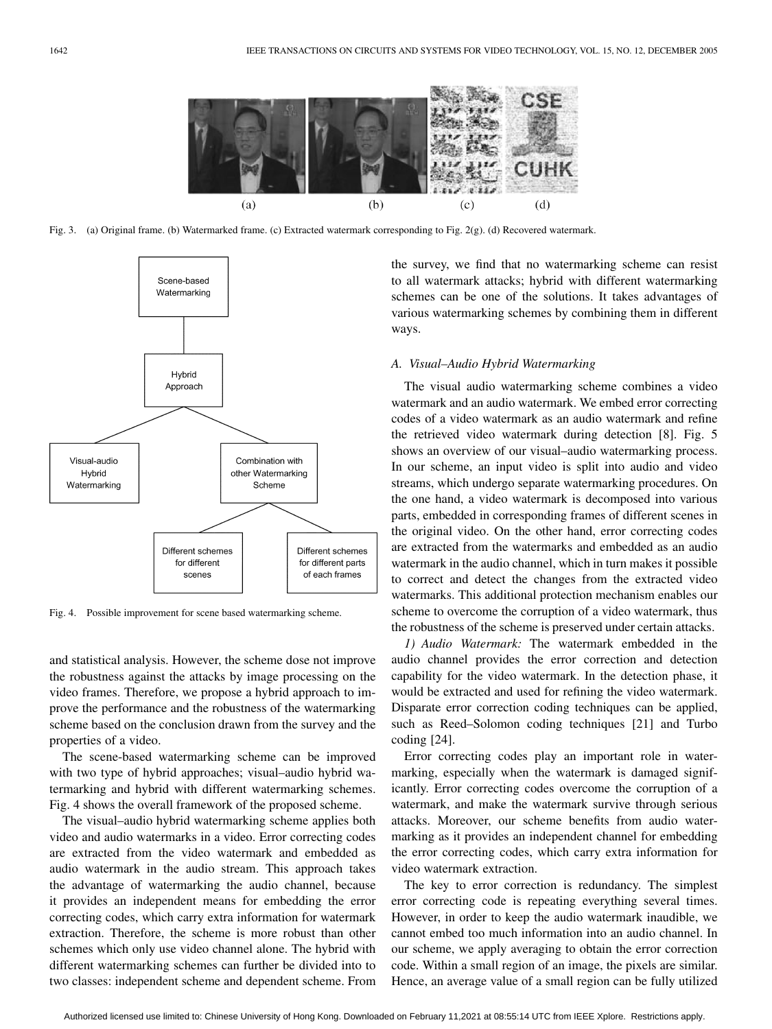(a) (b) (c) (d)

Fig. 3. (a) Original frame. (b) Watermarked frame. (c) Extracted watermark corresponding to Fig. 2(g). (d) Recovered watermark.

Scene-based Watermarking

Hybrid Approach

Visual-audio Hybrid Watermarking

Combination with other Watermarking Scheme

Different schemes for different scenes

Different schemes for different parts of each frames

Fig. 4. Possible improvement for scene based watermarking scheme.

and statistical analysis. However, the scheme dose not improve the robustness against the attacks by image processing on the video frames. Therefore, we propose a hybrid approach to improve the performance and the robustness of the watermarking scheme based on the conclusion drawn from the survey and the properties of a video.

The scene-based watermarking scheme can be improved with two type of hybrid approaches; visual–audio hybrid watermarking and hybrid with different watermarking schemes. Fig. 4 shows the overall framework of the proposed scheme.

The visual–audio hybrid watermarking scheme applies both video and audio watermarks in a video. Error correcting codes are extracted from the video watermark and embedded as audio watermark in the audio stream. This approach takes the advantage of watermarking the audio channel, because it provides an independent means for embedding the error correcting codes, which carry extra information for watermark extraction. Therefore, the scheme is more robust than other schemes which only use video channel alone. The hybrid with different watermarking schemes can further be divided into to two classes: independent scheme and dependent scheme. From the survey, we find that no watermarking scheme can resist to all watermark attacks; hybrid with different watermarking schemes can be one of the solutions. It takes advantages of various watermarking schemes by combining them in different ways.

### *A. Visual–Audio Hybrid Watermarking*

The visual audio watermarking scheme combines a video watermark and an audio watermark. We embed error correcting codes of a video watermark as an audio watermark and refine the retrieved video watermark during detection [8]. Fig. 5 shows an overview of our visual–audio watermarking process. In our scheme, an input video is split into audio and video streams, which undergo separate watermarking procedures. On the one hand, a video watermark is decomposed into various parts, embedded in corresponding frames of different scenes in the original video. On the other hand, error correcting codes are extracted from the watermarks and embedded as an audio watermark in the audio channel, which in turn makes it possible to correct and detect the changes from the extracted video watermarks. This additional protection mechanism enables our scheme to overcome the corruption of a video watermark, thus the robustness of the scheme is preserved under certain attacks.

*1) Audio Watermark:* The watermark embedded in the audio channel provides the error correction and detection capability for the video watermark. In the detection phase, it would be extracted and used for refining the video watermark. Disparate error correction coding techniques can be applied, such as Reed–Solomon coding techniques [21] and Turbo coding [24].

Error correcting codes play an important role in watermarking, especially when the watermark is damaged significantly. Error correcting codes overcome the corruption of a watermark, and make the watermark survive through serious attacks. Moreover, our scheme benefits from audio watermarking as it provides an independent channel for embedding the error correcting codes, which carry extra information for video watermark extraction.

The key to error correction is redundancy. The simplest error correcting code is repeating everything several times. However, in order to keep the audio watermark inaudible, we cannot embed too much information into an audio channel. In our scheme, we apply averaging to obtain the error correction code. Within a small region of an image, the pixels are similar. Hence, an average value of a small region can be fully utilized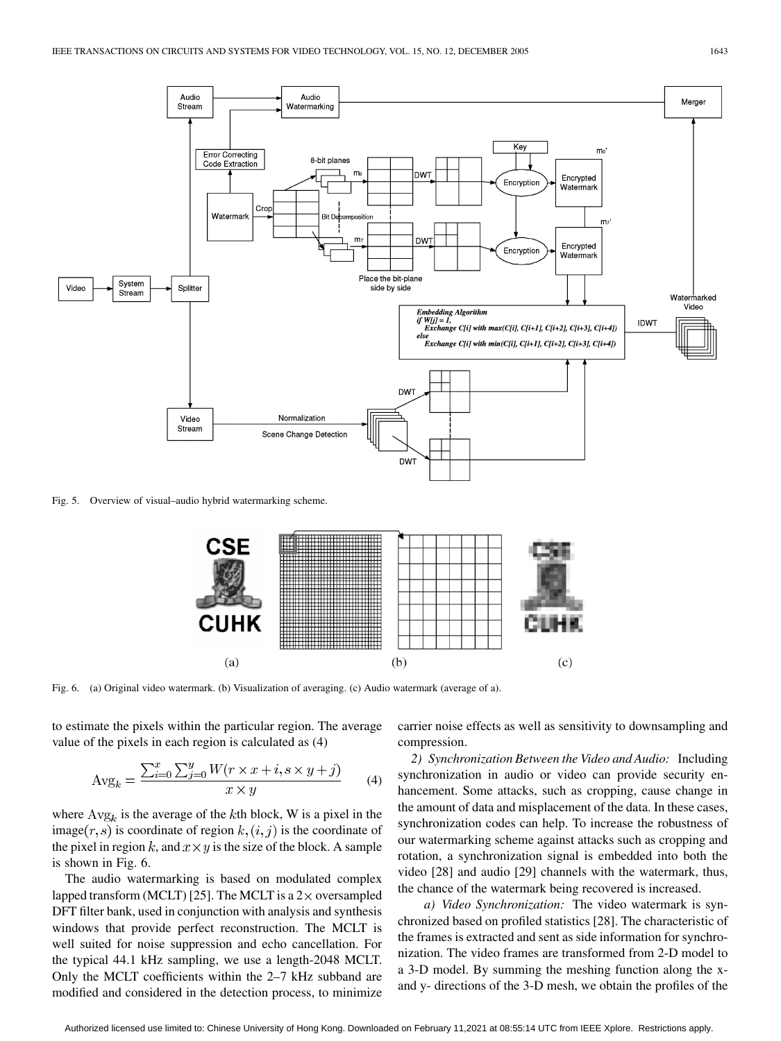Fig. 5. Overview of visual–audio hybrid watermarking scheme.

Fig. 6. (a) Original video watermark. (b) Visualization of averaging. (c) Audio watermark (average of a).

to estimate the pixels within the particular region. The average value of the pixels in each region is calculated as (4)

$$\mathrm{Avg}_k = \frac{\sum_{i=0}^{x}\sum_{j=0}^{y} W(r \times x + i, s \times y + j)}{x \times y} \tag{4}$$

where $\mathrm{Avg}_k$ is the average of the $k$th block, W is a pixel in the image$(r, s)$ is coordinate of region $k, (i, j)$ is the coordinate of the pixel in region $k$, and $x \times y$ is the size of the block. A sample is shown in Fig. 6.

The audio watermarking is based on modulated complex lapped transform (MCLT) [25]. The MCLT is a $2\times$ oversampled DFT filter bank, used in conjunction with analysis and synthesis windows that provide perfect reconstruction. The MCLT is well suited for noise suppression and echo cancellation. For the typical 44.1 kHz sampling, we use a length-2048 MCLT. Only the MCLT coefficients within the 2–7 kHz subband are modified and considered in the detection process, to minimize carrier noise effects as well as sensitivity to downsampling and compression.

*2) Synchronization Between the Video and Audio:* Including synchronization in audio or video can provide security enhancement. Some attacks, such as cropping, cause change in the amount of data and misplacement of the data. In these cases, synchronization codes can help. To increase the robustness of our watermarking scheme against attacks such as cropping and rotation, a synchronization signal is embedded into both the video [28] and audio [29] channels with the watermark, thus, the chance of the watermark being recovered is increased.

*a) Video Synchronization:* The video watermark is synchronized based on profiled statistics [28]. The characteristic of the frames is extracted and sent as side information for synchronization. The video frames are transformed from 2-D model to a 3-D model. By summing the meshing function along the x- and y- directions of the 3-D mesh, we obtain the profiles of the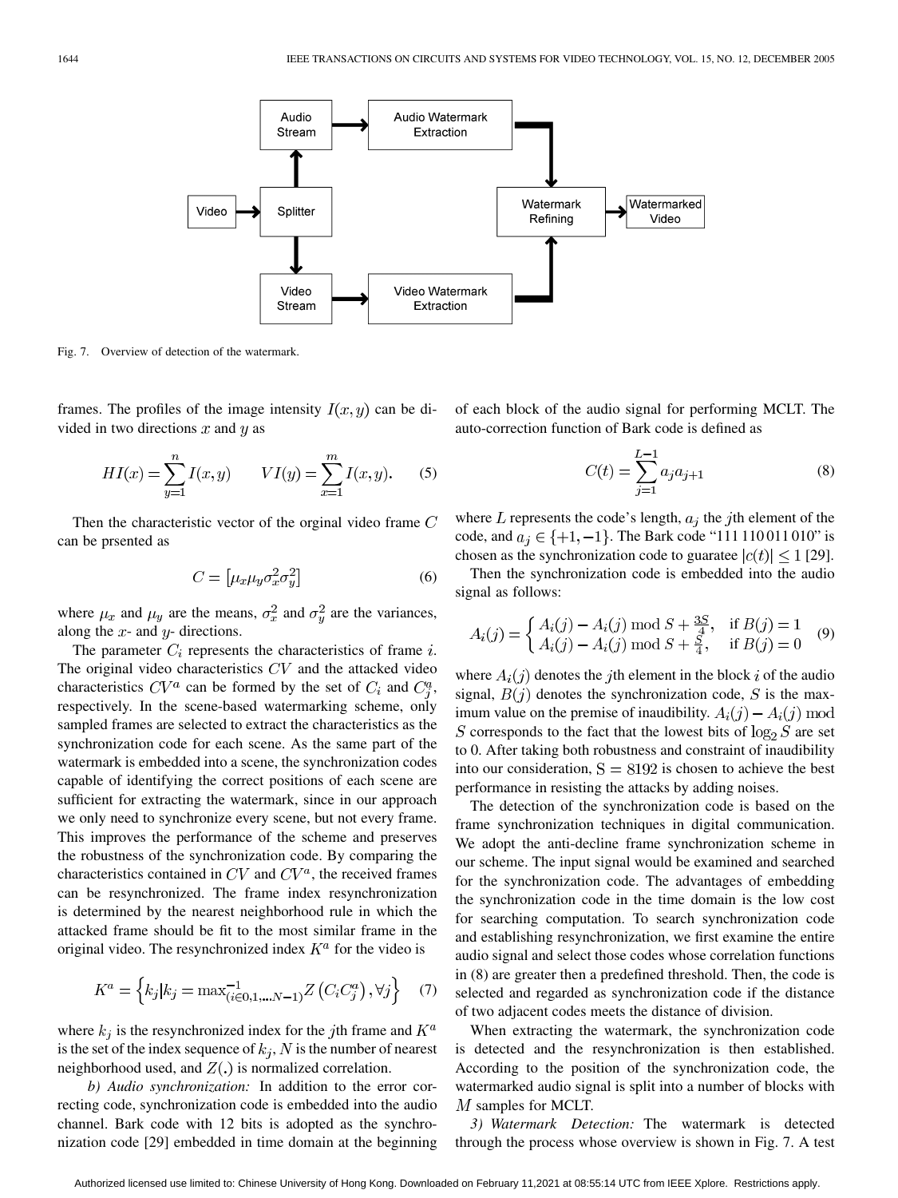Fig. 7. Overview of detection of the watermark.

frames. The profiles of the image intensity $I(x, y)$ can be divided in two directions $x$ and $y$ as

$$HI(x) = \sum_{y=1}^{n} I(x, y) \qquad VI(y) = \sum_{x=1}^{m} I(x, y). \tag{5}$$

Then the characteristic vector of the orginal video frame $C$ can be prsented as

$$C = \left[\mu_x \mu_y \sigma_x^2 \sigma_y^2\right] \tag{6}$$

where $\mu_x$ and $\mu_y$ are the means, $\sigma_x^2$ and $\sigma_y^2$ are the variances, along the $x$- and $y$- directions.

The parameter $C_i$ represents the characteristics of frame $i$. The original video characteristics $CV$ and the attacked video characteristics $CV^a$ can be formed by the set of $C_i$ and $C_j^a$, respectively. In the scene-based watermarking scheme, only sampled frames are selected to extract the characteristics as the synchronization code for each scene. As the same part of the watermark is embedded into a scene, the synchronization codes capable of identifying the correct positions of each scene are sufficient for extracting the watermark, since in our approach we only need to synchronize every scene, but not every frame. This improves the performance of the scheme and preserves the robustness of the synchronization code. By comparing the characteristics contained in $CV$ and $CV^a$, the received frames can be resynchronized. The frame index resynchronization is determined by the nearest neighborhood rule in which the attacked frame should be fit to the most similar frame in the original video. The resynchronized index $K^a$ for the video is

$$K^a = \left\{ k_j | k_j = \max\nolimits_{(i \in 0,1,\ldots N-1)}^{-1} Z\left(C_i C_j^a\right), \forall j \right\} \tag{7}$$

where $k_j$ is the resynchronized index for the $j$th frame and $K^a$ is the set of the index sequence of $k_j$, $N$ is the number of nearest neighborhood used, and $Z(.)$ is normalized correlation.

*b) Audio synchronization:* In addition to the error correcting code, synchronization code is embedded into the audio channel. Bark code with 12 bits is adopted as the synchronization code [29] embedded in time domain at the beginning of each block of the audio signal for performing MCLT. The auto-correction function of Bark code is defined as

$$C(t) = \sum_{j=1}^{L-1} a_j a_{j+1} \tag{8}$$

where $L$ represents the code's length, $a_j$ the $j$th element of the code, and $a_j \in \{+1, -1\}$. The Bark code "111 110 011 010" is chosen as the synchronization code to guaratee $|c(t)| \leq 1$ [29].

Then the synchronization code is embedded into the audio signal as follows:

$$A_i(j) = \begin{cases} A_i(j) - A_i(j) \bmod S + \frac{3S}{4}, & \text{if } B(j) = 1 \\ A_i(j) - A_i(j) \bmod S + \frac{S}{4}, & \text{if } B(j) = 0 \end{cases} \tag{9}$$

where $A_i(j)$ denotes the $j$th element in the block $i$ of the audio signal, $B(j)$ denotes the synchronization code, $S$ is the maximum value on the premise of inaudibility. $A_i(j) - A_i(j) \bmod S$ corresponds to the fact that the lowest bits of $\log_2 S$ are set to 0. After taking both robustness and constraint of inaudibility into our consideration, $S = 8192$ is chosen to achieve the best performance in resisting the attacks by adding noises.

The detection of the synchronization code is based on the frame synchronization techniques in digital communication. We adopt the anti-decline frame synchronization scheme in our scheme. The input signal would be examined and searched for the synchronization code. The advantages of embedding the synchronization code in the time domain is the low cost for searching computation. To search synchronization code and establishing resynchronization, we first examine the entire audio signal and select those codes whose correlation functions in (8) are greater then a predefined threshold. Then, the code is selected and regarded as synchronization code if the distance of two adjacent codes meets the distance of division.

When extracting the watermark, the synchronization code is detected and the resynchronization is then established. According to the position of the synchronization code, the watermarked audio signal is split into a number of blocks with $M$ samples for MCLT.

*3) Watermark Detection:* The watermark is detected through the process whose overview is shown in Fig. 7. A test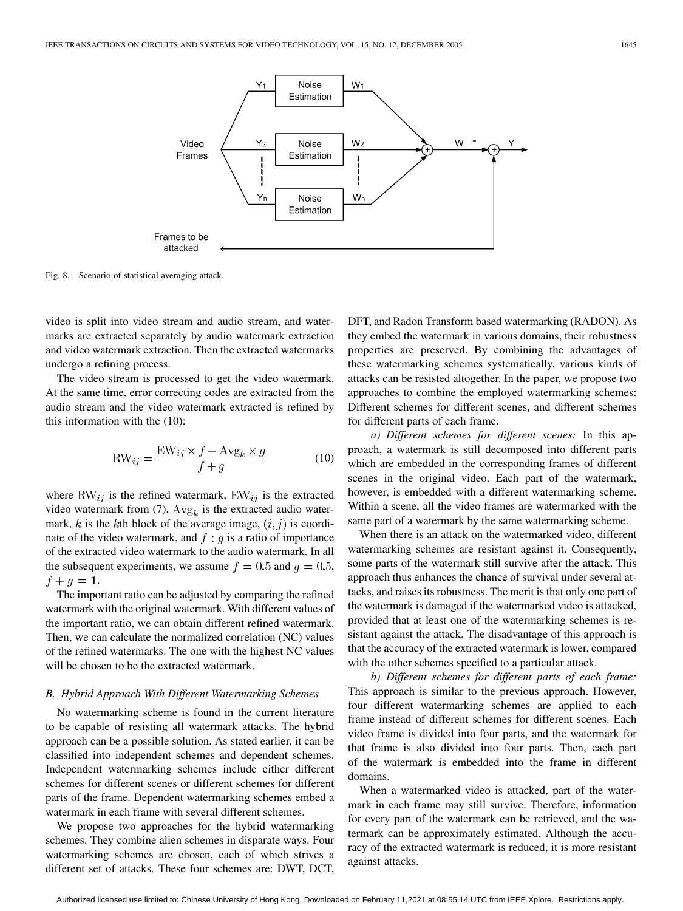Fig. 8. Scenario of statistical averaging attack.

video is split into video stream and audio stream, and watermarks are extracted separately by audio watermark extraction and video watermark extraction. Then the extracted watermarks undergo a refining process.

The video stream is processed to get the video watermark. At the same time, error correcting codes are extracted from the audio stream and the video watermark extracted is refined by this information with the (10):

$$\mathrm{RW}_{ij} = \frac{\mathrm{EW}_{ij} \times f + \mathrm{Avg}_k \times g}{f + g} \tag{10}$$

where $\mathrm{RW}_{ij}$ is the refined watermark, $\mathrm{EW}_{ij}$ is the extracted video watermark from (7), $\mathrm{Avg}_k$ is the extracted audio watermark, $k$ is the $k$th block of the average image, $(i, j)$ is coordinate of the video watermark, and $f : g$ is a ratio of importance of the extracted video watermark to the audio watermark. In all the subsequent experiments, we assume $f = 0.5$ and $g = 0.5$, $f + g = 1$.

The important ratio can be adjusted by comparing the refined watermark with the original watermark. With different values of the important ratio, we can obtain different refined watermark. Then, we can calculate the normalized correlation (NC) values of the refined watermarks. The one with the highest NC values will be chosen to be the extracted watermark.

### B. Hybrid Approach With Different Watermarking Schemes

No watermarking scheme is found in the current literature to be capable of resisting all watermark attacks. The hybrid approach can be a possible solution. As stated earlier, it can be classified into independent schemes and dependent schemes. Independent watermarking schemes include either different schemes for different scenes or different schemes for different parts of the frame. Dependent watermarking schemes embed a watermark in each frame with several different schemes.

We propose two approaches for the hybrid watermarking schemes. They combine alien schemes in disparate ways. Four watermarking schemes are chosen, each of which strives a different set of attacks. These four schemes are: DWT, DCT, DFT, and Radon Transform based watermarking (RADON). As they embed the watermark in various domains, their robustness properties are preserved. By combining the advantages of these watermarking schemes systematically, various kinds of attacks can be resisted altogether. In the paper, we propose two approaches to combine the employed watermarking schemes: Different schemes for different scenes, and different schemes for different parts of each frame.

*a) Different schemes for different scenes:* In this approach, a watermark is still decomposed into different parts which are embedded in the corresponding frames of different scenes in the original video. Each part of the watermark, however, is embedded with a different watermarking scheme. Within a scene, all the video frames are watermarked with the same part of a watermark by the same watermarking scheme.

When there is an attack on the watermarked video, different watermarking schemes are resistant against it. Consequently, some parts of the watermark still survive after the attack. This approach thus enhances the chance of survival under several attacks, and raises its robustness. The merit is that only one part of the watermark is damaged if the watermarked video is attacked, provided that at least one of the watermarking schemes is resistant against the attack. The disadvantage of this approach is that the accuracy of the extracted watermark is lower, compared with the other schemes specified to a particular attack.

*b) Different schemes for different parts of each frame:* This approach is similar to the previous approach. However, four different watermarking schemes are applied to each frame instead of different schemes for different scenes. Each video frame is divided into four parts, and the watermark for that frame is also divided into four parts. Then, each part of the watermark is embedded into the frame in different domains.

When a watermarked video is attacked, part of the watermark in each frame may still survive. Therefore, information for every part of the watermark can be retrieved, and the watermark can be approximately estimated. Although the accuracy of the extracted watermark is reduced, it is more resistant against attacks.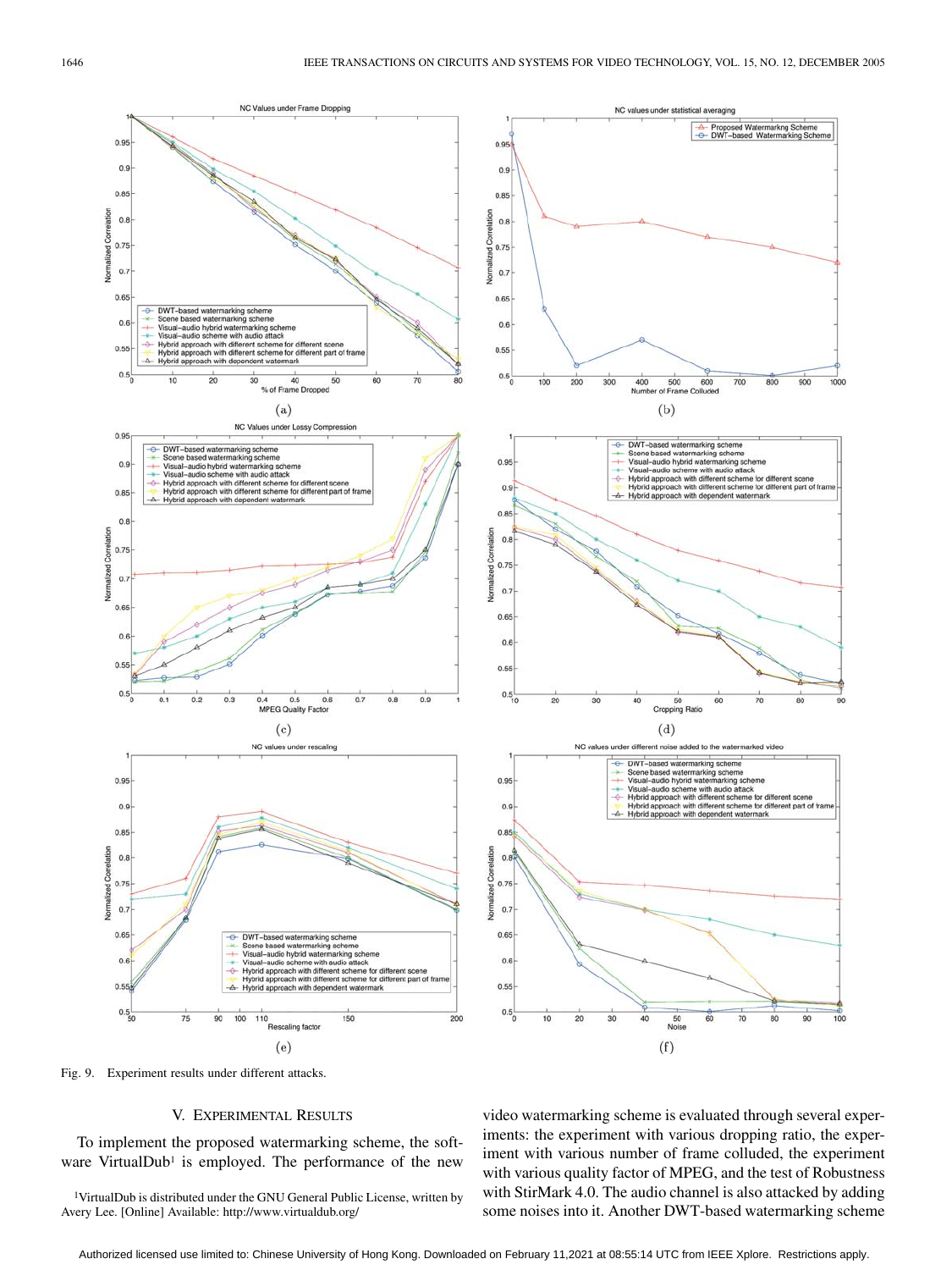Fig. 9. Experiment results under different attacks.

## V. Experimental Results

To implement the proposed watermarking scheme, the software VirtualDub[1] is employed. The performance of the new video watermarking scheme is evaluated through several experiments: the experiment with various dropping ratio, the experiment with various number of frame colluded, the experiment with various quality factor of MPEG, and the test of Robustness with StirMark 4.0. The audio channel is also attacked by adding some noises into it. Another DWT-based watermarking scheme

[1]VirtualDub is distributed under the GNU General Public License, written by Avery Lee. [Online] Available: http://www.virtualdub.org/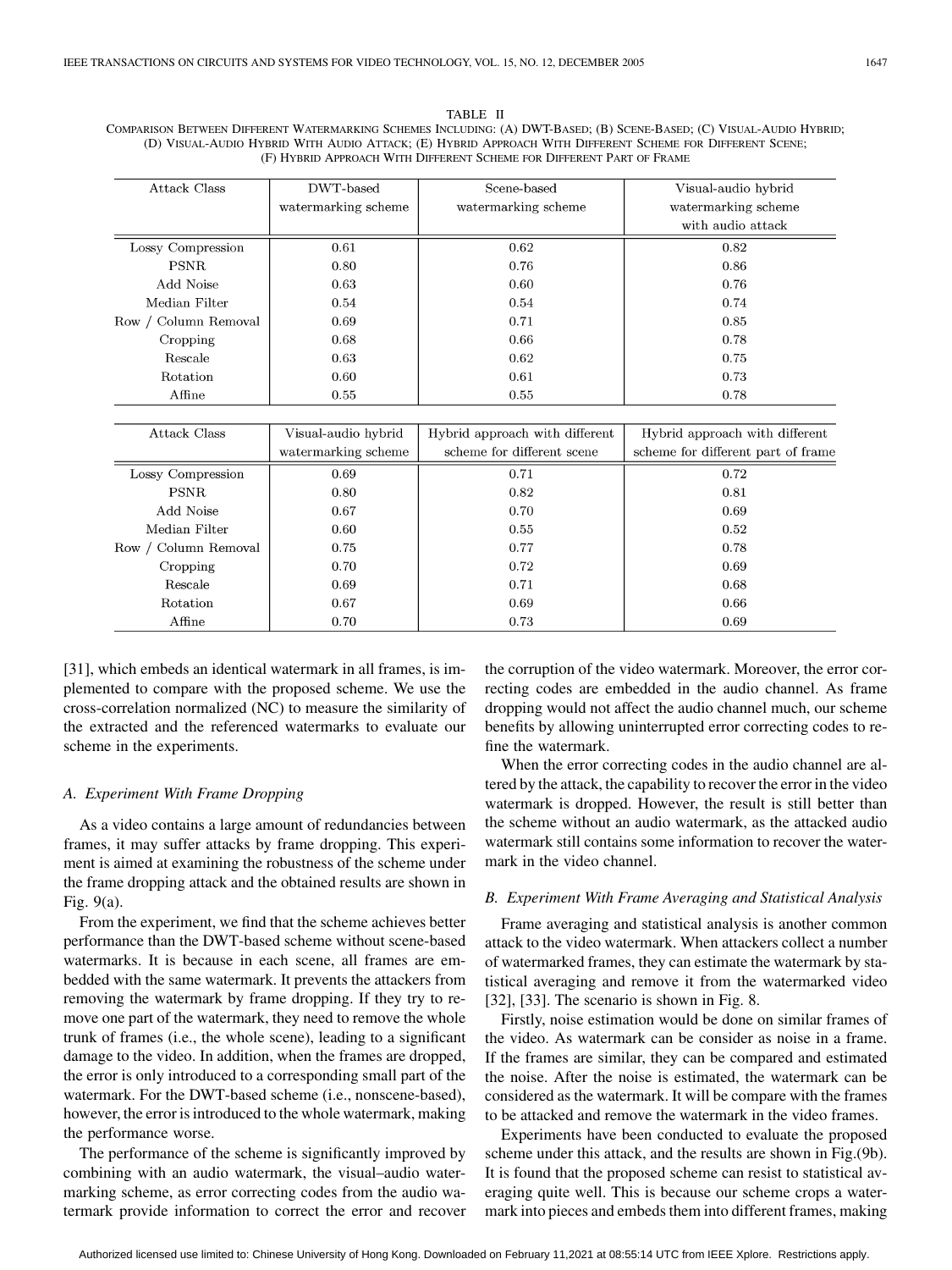TABLE II

COMPARISON BETWEEN DIFFERENT WATERMARKING SCHEMES INCLUDING: (A) DWT-BASED; (B) SCENE-BASED; (C) VISUAL-AUDIO HYBRID; (D) VISUAL-AUDIO HYBRID WITH AUDIO ATTACK; (E) HYBRID APPROACH WITH DIFFERENT SCHEME FOR DIFFERENT SCENE; (F) HYBRID APPROACH WITH DIFFERENT SCHEME FOR DIFFERENT PART OF FRAME

| Attack Class | DWT-based watermarking scheme | Scene-based watermarking scheme | Visual-audio hybrid watermarking scheme with audio attack |
|---|---|---|---|
| Lossy Compression | 0.61 | 0.62 | 0.82 |
| PSNR | 0.80 | 0.76 | 0.86 |
| Add Noise | 0.63 | 0.60 | 0.76 |
| Median Filter | 0.54 | 0.54 | 0.74 |
| Row / Column Removal | 0.69 | 0.71 | 0.85 |
| Cropping | 0.68 | 0.66 | 0.78 |
| Rescale | 0.63 | 0.62 | 0.75 |
| Rotation | 0.60 | 0.61 | 0.73 |
| Affine | 0.55 | 0.55 | 0.78 |

| Attack Class | Visual-audio hybrid watermarking scheme | Hybrid approach with different scheme for different scene | Hybrid approach with different scheme for different part of frame |
|---|---|---|---|
| Lossy Compression | 0.69 | 0.71 | 0.72 |
| PSNR | 0.80 | 0.82 | 0.81 |
| Add Noise | 0.67 | 0.70 | 0.69 |
| Median Filter | 0.60 | 0.55 | 0.52 |
| Row / Column Removal | 0.75 | 0.77 | 0.78 |
| Cropping | 0.70 | 0.72 | 0.69 |
| Rescale | 0.69 | 0.71 | 0.68 |
| Rotation | 0.67 | 0.69 | 0.66 |
| Affine | 0.70 | 0.73 | 0.69 |

[31], which embeds an identical watermark in all frames, is implemented to compare with the proposed scheme. We use the cross-correlation normalized (NC) to measure the similarity of the extracted and the referenced watermarks to evaluate our scheme in the experiments.

### A. Experiment With Frame Dropping

As a video contains a large amount of redundancies between frames, it may suffer attacks by frame dropping. This experiment is aimed at examining the robustness of the scheme under the frame dropping attack and the obtained results are shown in Fig. 9(a).

From the experiment, we find that the scheme achieves better performance than the DWT-based scheme without scene-based watermarks. It is because in each scene, all frames are embedded with the same watermark. It prevents the attackers from removing the watermark by frame dropping. If they try to remove one part of the watermark, they need to remove the whole trunk of frames (i.e., the whole scene), leading to a significant damage to the video. In addition, when the frames are dropped, the error is only introduced to a corresponding small part of the watermark. For the DWT-based scheme (i.e., nonscene-based), however, the error is introduced to the whole watermark, making the performance worse.

The performance of the scheme is significantly improved by combining with an audio watermark, the visual–audio watermarking scheme, as error correcting codes from the audio watermark provide information to correct the error and recover the corruption of the video watermark. Moreover, the error correcting codes are embedded in the audio channel. As frame dropping would not affect the audio channel much, our scheme benefits by allowing uninterrupted error correcting codes to refine the watermark.

When the error correcting codes in the audio channel are altered by the attack, the capability to recover the error in the video watermark is dropped. However, the result is still better than the scheme without an audio watermark, as the attacked audio watermark still contains some information to recover the watermark in the video channel.

### B. Experiment With Frame Averaging and Statistical Analysis

Frame averaging and statistical analysis is another common attack to the video watermark. When attackers collect a number of watermarked frames, they can estimate the watermark by statistical averaging and remove it from the watermarked video [32], [33]. The scenario is shown in Fig. 8.

Firstly, noise estimation would be done on similar frames of the video. As watermark can be consider as noise in a frame. If the frames are similar, they can be compared and estimated the noise. After the noise is estimated, the watermark can be considered as the watermark. It will be compare with the frames to be attacked and remove the watermark in the video frames.

Experiments have been conducted to evaluate the proposed scheme under this attack, and the results are shown in Fig.(9b). It is found that the proposed scheme can resist to statistical averaging quite well. This is because our scheme crops a watermark into pieces and embeds them into different frames, making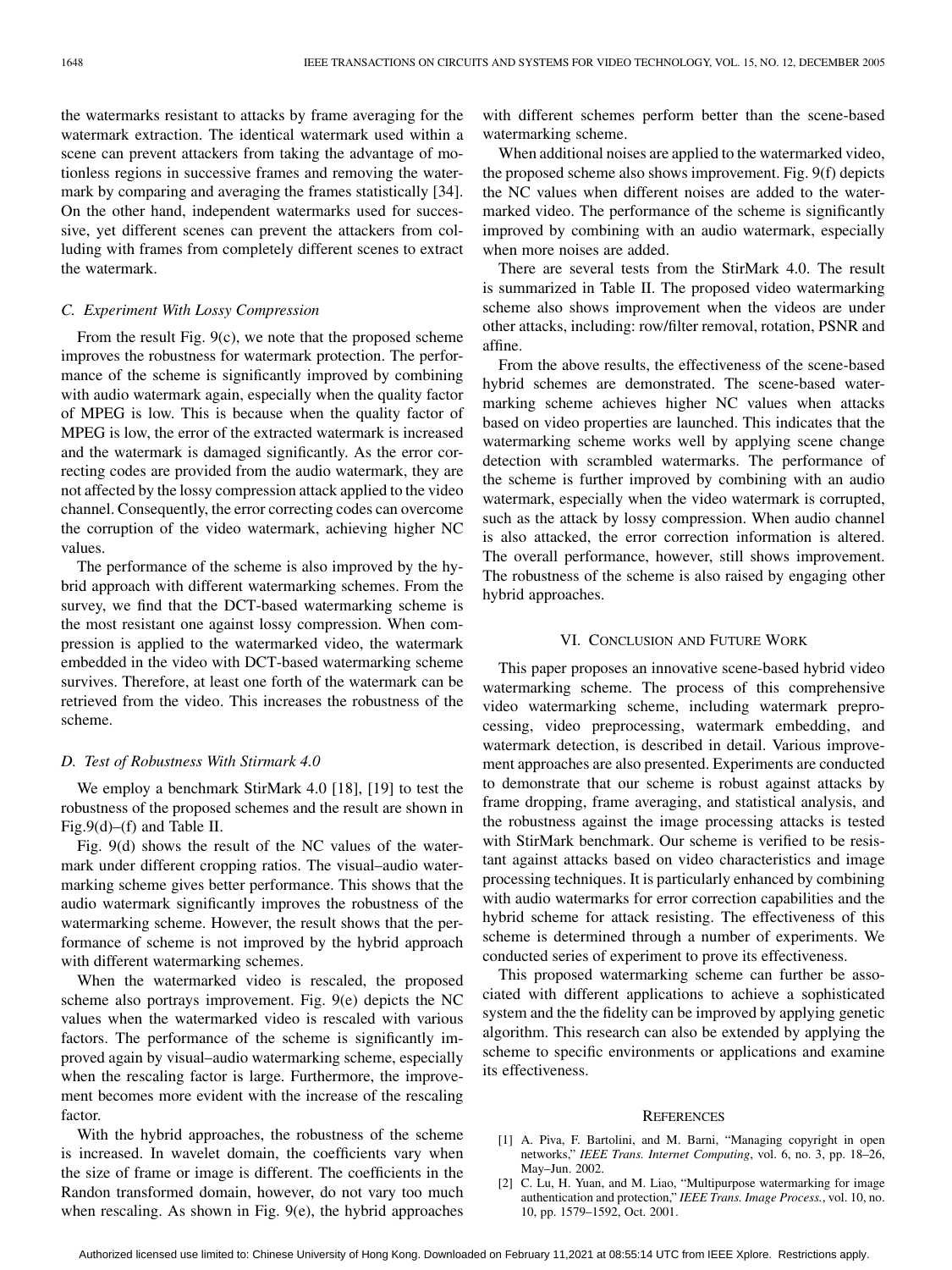the watermarks resistant to attacks by frame averaging for the watermark extraction. The identical watermark used within a scene can prevent attackers from taking the advantage of motionless regions in successive frames and removing the watermark by comparing and averaging the frames statistically [34]. On the other hand, independent watermarks used for successive, yet different scenes can prevent the attackers from colluding with frames from completely different scenes to extract the watermark.

### *C. Experiment With Lossy Compression*

From the result Fig. 9(c), we note that the proposed scheme improves the robustness for watermark protection. The performance of the scheme is significantly improved by combining with audio watermark again, especially when the quality factor of MPEG is low. This is because when the quality factor of MPEG is low, the error of the extracted watermark is increased and the watermark is damaged significantly. As the error correcting codes are provided from the audio watermark, they are not affected by the lossy compression attack applied to the video channel. Consequently, the error correcting codes can overcome the corruption of the video watermark, achieving higher NC values.

The performance of the scheme is also improved by the hybrid approach with different watermarking schemes. From the survey, we find that the DCT-based watermarking scheme is the most resistant one against lossy compression. When compression is applied to the watermarked video, the watermark embedded in the video with DCT-based watermarking scheme survives. Therefore, at least one forth of the watermark can be retrieved from the video. This increases the robustness of the scheme.

### *D. Test of Robustness With Stirmark 4.0*

We employ a benchmark StirMark 4.0 [18], [19] to test the robustness of the proposed schemes and the result are shown in Fig.9(d)–(f) and Table II.

Fig. 9(d) shows the result of the NC values of the watermark under different cropping ratios. The visual–audio watermarking scheme gives better performance. This shows that the audio watermark significantly improves the robustness of the watermarking scheme. However, the result shows that the performance of scheme is not improved by the hybrid approach with different watermarking schemes.

When the watermarked video is rescaled, the proposed scheme also portrays improvement. Fig. 9(e) depicts the NC values when the watermarked video is rescaled with various factors. The performance of the scheme is significantly improved again by visual–audio watermarking scheme, especially when the rescaling factor is large. Furthermore, the improvement becomes more evident with the increase of the rescaling factor.

With the hybrid approaches, the robustness of the scheme is increased. In wavelet domain, the coefficients vary when the size of frame or image is different. The coefficients in the Randon transformed domain, however, do not vary too much when rescaling. As shown in Fig. 9(e), the hybrid approaches with different schemes perform better than the scene-based watermarking scheme.

When additional noises are applied to the watermarked video, the proposed scheme also shows improvement. Fig. 9(f) depicts the NC values when different noises are added to the watermarked video. The performance of the scheme is significantly improved by combining with an audio watermark, especially when more noises are added.

There are several tests from the StirMark 4.0. The result is summarized in Table II. The proposed video watermarking scheme also shows improvement when the videos are under other attacks, including: row/filter removal, rotation, PSNR and affine.

From the above results, the effectiveness of the scene-based hybrid schemes are demonstrated. The scene-based watermarking scheme achieves higher NC values when attacks based on video properties are launched. This indicates that the watermarking scheme works well by applying scene change detection with scrambled watermarks. The performance of the scheme is further improved by combining with an audio watermark, especially when the video watermark is corrupted, such as the attack by lossy compression. When audio channel is also attacked, the error correction information is altered. The overall performance, however, still shows improvement. The robustness of the scheme is also raised by engaging other hybrid approaches.

## VI. Conclusion and Future Work

This paper proposes an innovative scene-based hybrid video watermarking scheme. The process of this comprehensive video watermarking scheme, including watermark preprocessing, video preprocessing, watermark embedding, and watermark detection, is described in detail. Various improvement approaches are also presented. Experiments are conducted to demonstrate that our scheme is robust against attacks by frame dropping, frame averaging, and statistical analysis, and the robustness against the image processing attacks is tested with StirMark benchmark. Our scheme is verified to be resistant against attacks based on video characteristics and image processing techniques. It is particularly enhanced by combining with audio watermarks for error correction capabilities and the hybrid scheme for attack resisting. The effectiveness of this scheme is determined through a number of experiments. We conducted series of experiment to prove its effectiveness.

This proposed watermarking scheme can further be associated with different applications to achieve a sophisticated system and the the fidelity can be improved by applying genetic algorithm. This research can also be extended by applying the scheme to specific environments or applications and examine its effectiveness.

## References

[1] A. Piva, F. Bartolini, and M. Barni, "Managing copyright in open networks," *IEEE Trans. Internet Computing*, vol. 6, no. 3, pp. 18–26, May–Jun. 2002.

[2] C. Lu, H. Yuan, and M. Liao, "Multipurpose watermarking for image authentication and protection," *IEEE Trans. Image Process.*, vol. 10, no. 10, pp. 1579–1592, Oct. 2001.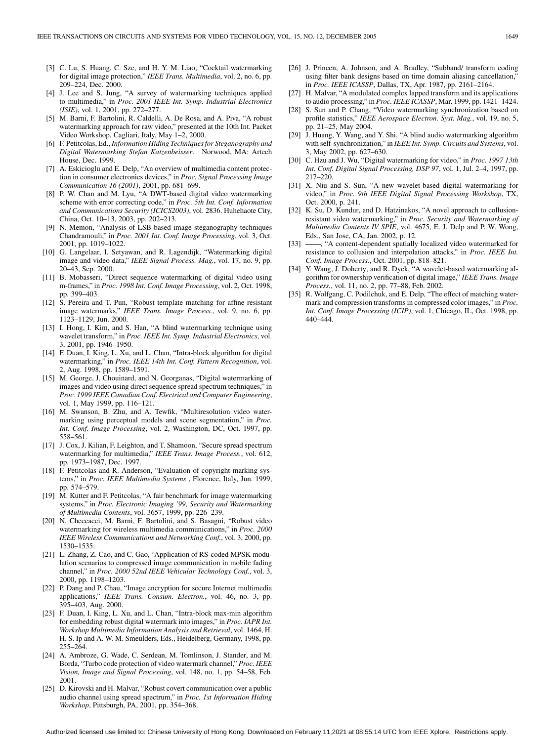[3] C. Lu, S. Huang, C. Sze, and H. Y. M. Liao, "Cocktail watermarking for digital image protection," *IEEE Trans. Multimedia*, vol. 2, no. 6, pp. 209–224, Dec. 2000.

[4] J. Lee and S. Jung, "A survey of watermarking techniques applied to multimedia," in *Proc. 2001 IEEE Int. Symp. Industrial Electronics (ISIE)*, vol. 1, 2001, pp. 272–277.

[5] M. Barni, F. Bartolini, R. Caldelli, A. De Rosa, and A. Piva, "A robust watermarking approach for raw video," presented at the 10th Int. Packet Video Workshop, Cagliari, Italy, May 1–2, 2000.

[6] F. Petitcolas, Ed., *Information Hiding Techniques for Steganography and Digital Watermarking Stefan Katzenbeisser*. Norwood, MA: Artech House, Dec. 1999.

[7] A. Eskicioglu and E. Delp, "An overview of multimedia content protection in consumer electronics devices," in *Proc. Signal Processing Image Communication 16 (2001)*, 2001, pp. 681–699.

[8] P. W. Chan and M. Lyu, "A DWT-based digital video watermarking scheme with error correcting code," in *Proc. 5th Int. Conf. Information and Communications Security (ICICS2003)*, vol. 2836. Huhehaote City, China, Oct. 10–13, 2003, pp. 202–213.

[9] N. Memon, "Analysis of LSB based image steganography techniques Chandramouli," in *Proc. 2001 Int. Conf. Image Processing*, vol. 3, Oct. 2001, pp. 1019–1022.

[10] G. Langelaar, I. Setyawan, and R. Lagendijk, "Watermarking digital image and video data," *IEEE Signal Process. Mag.*, vol. 17, no. 9, pp. 20–43, Sep. 2000.

[11] B. Mobasseri, "Direct sequence watermarking of digital video using m-frames," in *Proc. 1998 Int. Conf. Image Processing*, vol. 2, Oct. 1998, pp. 399–403.

[12] S. Pereira and T. Pun, "Robust template matching for affine resistant image watermarks," *IEEE Trans. Image Process.*, vol. 9, no. 6, pp. 1123–1129, Jun. 2000.

[13] I. Hong, I. Kim, and S. Han, "A blind watermarking technique using wavelet transform," in *Proc. IEEE Int. Symp. Industrial Electronics*, vol. 3, 2001, pp. 1946–1950.

[14] F. Duan, I. King, L. Xu, and L. Chan, "Intra-block algorithm for digital watermarking," in *Proc. IEEE 14th Int. Conf. Pattern Recognition*, vol. 2, Aug. 1998, pp. 1589–1591.

[15] M. George, J. Chouinard, and N. Georganas, "Digital watermarking of images and video using direct sequence spread spectrum techniques," in *Proc. 1999 IEEE Canadian Conf. Electrical and Computer Engineering*, vol. 1, May 1999, pp. 116–121.

[16] M. Swanson, B. Zhu, and A. Tewfik, "Multiresolution video watermarking using perceptual models and scene segmentation," in *Proc. Int. Conf. Image Processing*, vol. 2, Washington, DC, Oct. 1997, pp. 558–561.

[17] J. Cox, J. Kilian, F. Leighton, and T. Shamoon, "Secure spread spectrum watermarking for multimedia," *IEEE Trans. Image Process.*, vol. 612, pp. 1973–1987, Dec. 1997.

[18] F. Petitcolas and R. Anderson, "Evaluation of copyright marking systems," in *Proc. IEEE Multimedia Systems* , Florence, Italy, Jun. 1999, pp. 574–579.

[19] M. Kutter and F. Petitcolas, "A fair benchmark for image watermarking systems," in *Proc. Electronic Imaging '99, Security and Watermarking of Multimedia Contents*, vol. 3657, 1999, pp. 226–239.

[20] N. Checcacci, M. Barni, F. Bartolini, and S. Basagni, "Robust video watermarking for wireless multimedia communications," in *Proc. 2000 IEEE Wireless Communications and Networking Conf.*, vol. 3, 2000, pp. 1530–1535.

[21] L. Zhang, Z. Cao, and C. Gao, "Application of RS-coded MPSK modulation scenarios to compressed image communication in mobile fading channel," in *Proc. 2000 52nd IEEE Vehicular Technology Conf.*, vol. 3, 2000, pp. 1198–1203.

[22] P. Dang and P. Chau, "Image encryption for secure Internet multimedia applications," *IEEE Trans. Consum. Electron.*, vol. 46, no. 3, pp. 395–403, Aug. 2000.

[23] F. Duan, I. King, L. Xu, and L. Chan, "Intra-block max-min algorithm for embedding robust digital watermark into images," in *Proc. IAPR Int. Workshop Multimedia Information Analysis and Retrieval*, vol. 1464, H. H. S. Ip and A. W. M. Smeulders, Eds., Heidelberg, Germany, 1998, pp. 255–264.

[24] A. Ambroze, G. Wade, C. Serdean, M. Tomlinson, J. Stander, and M. Borda, "Turbo code protection of video watermark channel," *Proc. IEEE Vision, Image and Signal Processing*, vol. 148, no. 1, pp. 54–58, Feb. 2001.

[25] D. Kirovski and H. Malvar, "Robust covert communication over a public audio channel using spread spectrum," in *Proc. 1st Information Hiding Workshop*, Pittsburgh, PA, 2001, pp. 354–368.

[26] J. Princen, A. Johnson, and A. Bradley, "Subband/ transform coding using filter bank designs based on time domain aliasing cancellation," in *Proc. IEEE ICASSP*, Dallas, TX, Apr. 1987, pp. 2161–2164.

[27] H. Malvar, "A modulated complex lapped transform and its applications to audio processing," in *Proc. IEEE ICASSP*, Mar. 1999, pp. 1421–1424.

[28] S. Sun and P. Chang, "Video watermarking synchronization based on profile statistics," *IEEE Aerospace Electron. Syst. Mag.*, vol. 19, no. 5, pp. 21–25, May 2004.

[29] J. Huang, Y. Wang, and Y. Shi, "A blind audio watermarking algorithm with self-synchronization," in *IEEE Int. Symp. Circuits and Systems*, vol. 3, May 2002, pp. 627–630.

[30] C. Hzu and J. Wu, "Digital watermarking for video," in *Proc. 1997 13th Int. Conf. Digital Signal Processing, DSP 97*, vol. 1, Jul. 2–4, 1997, pp. 217–220.

[31] X. Niu and S. Sun, "A new wavelet-based digital watermarking for video," in *Proc. 9th IEEE Digital Signal Processing Workshop*, TX, Oct. 2000, p. 241.

[32] K. Su, D. Kundur, and D. Hatzinakos, "A novel approach to collusion-resistant video watermarking," in *Proc. Security and Watermarking of Multimedia Contents IV SPIE*, vol. 4675, E. J. Delp and P. W. Wong, Eds., San Jose, CA, Jan. 2002, p. 12.

[33] ——, "A content-dependent spatially localized video watermarked for resistance to collusion and interpolation attacks," in *Proc. IEEE Int. Conf. Image Process.*, Oct. 2001, pp. 818–821.

[34] Y. Wang, J. Doherty, and R. Dyck, "A wavelet-based watermarking algorithm for ownership verification of digital image," *IEEE Trans. Image Process.*, vol. 11, no. 2, pp. 77–88, Feb. 2002.

[35] R. Wolfgang, C. Podilchuk, and E. Delp, "The effect of matching watermark and compression transforms in compressed color images," in *Proc. Int. Conf. Image Processing (ICIP)*, vol. 1, Chicago, IL, Oct. 1998, pp. 440–444.